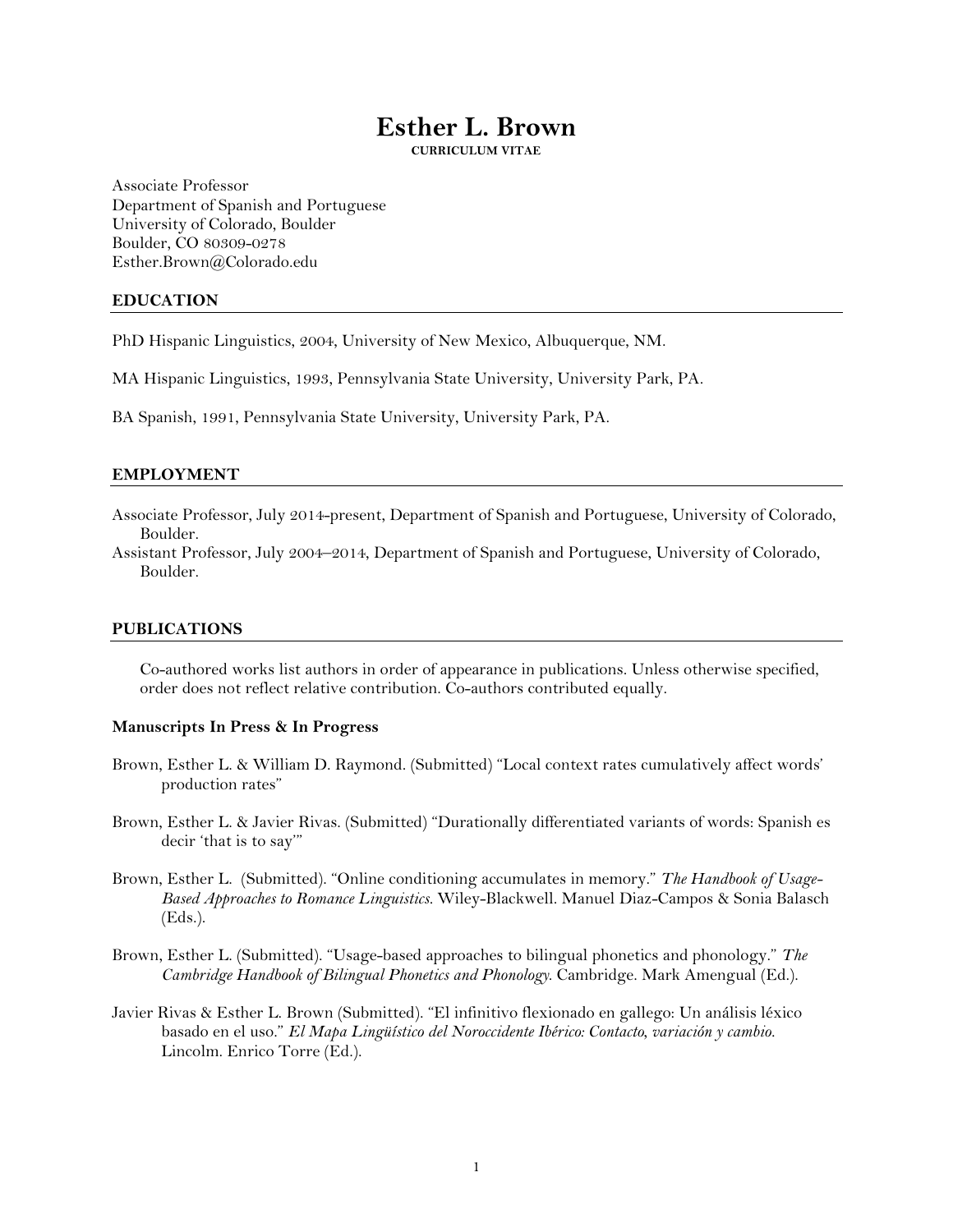# Esther L. Brown

**CURRICULUM VITAE**

Associate Professor
Department of Spanish and Portuguese
University of Colorado, Boulder
Boulder, CO 80309-0278
Esther.Brown@Colorado.edu

## EDUCATION

PhD Hispanic Linguistics, 2004, University of New Mexico, Albuquerque, NM.

MA Hispanic Linguistics, 1993, Pennsylvania State University, University Park, PA.

BA Spanish, 1991, Pennsylvania State University, University Park, PA.

## EMPLOYMENT

Associate Professor, July 2014-present, Department of Spanish and Portuguese, University of Colorado, Boulder.

Assistant Professor, July 2004–2014, Department of Spanish and Portuguese, University of Colorado, Boulder.

## PUBLICATIONS

Co-authored works list authors in order of appearance in publications. Unless otherwise specified, order does not reflect relative contribution. Co-authors contributed equally.

### Manuscripts In Press & In Progress

Brown, Esther L. & William D. Raymond. (Submitted) "Local context rates cumulatively affect words' production rates"

Brown, Esther L. & Javier Rivas. (Submitted) "Durationally differentiated variants of words: Spanish es decir 'that is to say'"

Brown, Esther L. (Submitted). "Online conditioning accumulates in memory." *The Handbook of Usage-Based Approaches to Romance Linguistics.* Wiley-Blackwell. Manuel Diaz-Campos & Sonia Balasch (Eds.).

Brown, Esther L. (Submitted). "Usage-based approaches to bilingual phonetics and phonology." *The Cambridge Handbook of Bilingual Phonetics and Phonology.* Cambridge. Mark Amengual (Ed.).

Javier Rivas & Esther L. Brown (Submitted). "El infinitivo flexionado en gallego: Un análisis léxico basado en el uso." *El Mapa Lingüístico del Noroccidente Ibérico: Contacto, variación y cambio.* Lincolm. Enrico Torre (Ed.).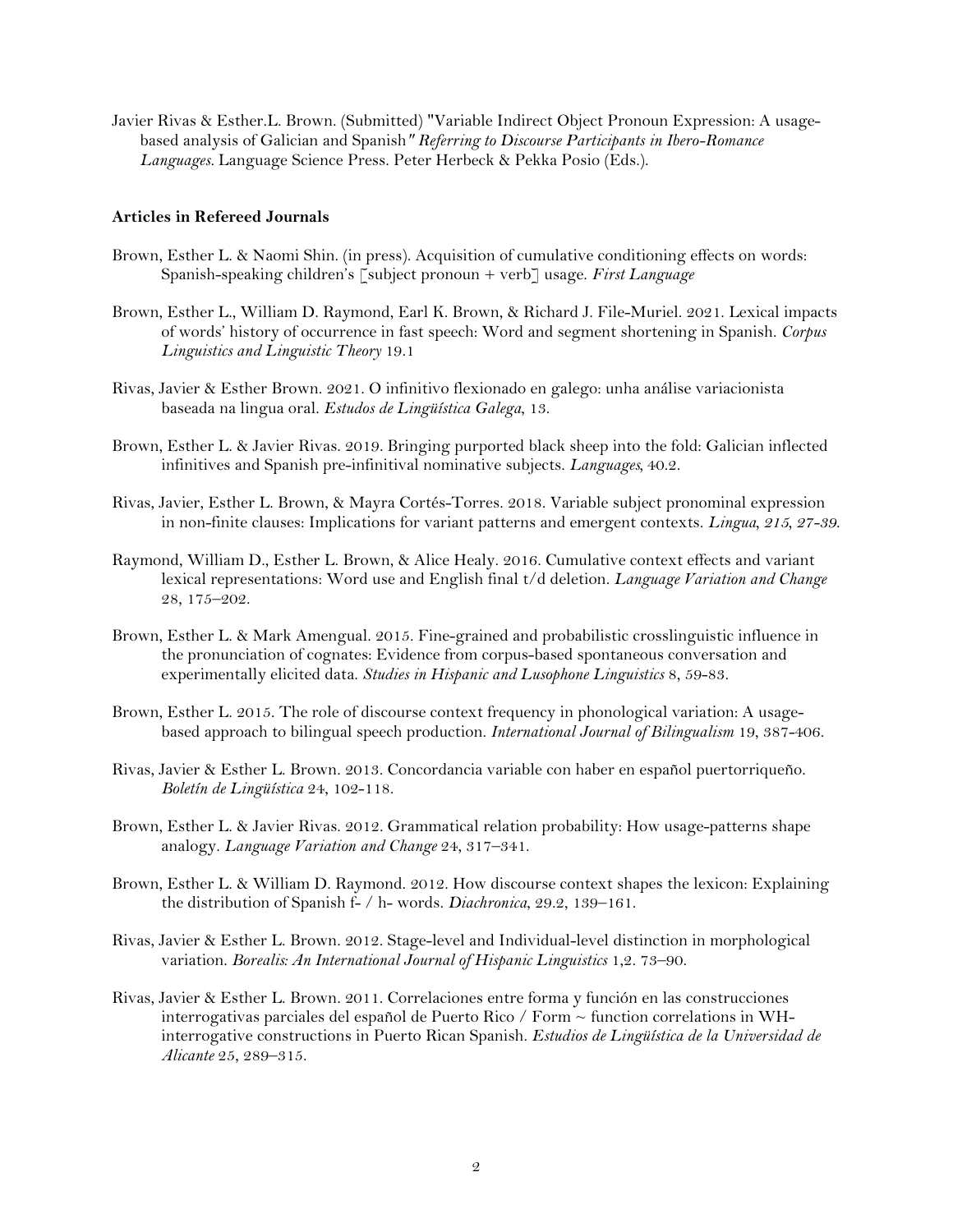Javier Rivas & Esther.L. Brown. (Submitted) "Variable Indirect Object Pronoun Expression: A usage-based analysis of Galician and Spanish*" Referring to Discourse Participants in Ibero-Romance Languages*. Language Science Press. Peter Herbeck & Pekka Posio (Eds.).

**Articles in Refereed Journals**

Brown, Esther L. & Naomi Shin. (in press). Acquisition of cumulative conditioning effects on words: Spanish-speaking children's [subject pronoun + verb] usage. *First Language*

Brown, Esther L., William D. Raymond, Earl K. Brown, & Richard J. File-Muriel. 2021. Lexical impacts of words' history of occurrence in fast speech: Word and segment shortening in Spanish. *Corpus Linguistics and Linguistic Theory* 19.1

Rivas, Javier & Esther Brown. 2021. O infinitivo flexionado en galego: unha análise variacionista baseada na lingua oral. *Estudos de Lingüística Galega*, 13.

Brown, Esther L. & Javier Rivas. 2019. Bringing purported black sheep into the fold: Galician inflected infinitives and Spanish pre-infinitival nominative subjects. *Languages*, 40.2.

Rivas, Javier, Esther L. Brown, & Mayra Cortés-Torres. 2018. Variable subject pronominal expression in non-finite clauses: Implications for variant patterns and emergent contexts. *Lingua*, *215*, *27-39*.

Raymond, William D., Esther L. Brown, & Alice Healy. 2016. Cumulative context effects and variant lexical representations: Word use and English final t/d deletion. *Language Variation and Change* 28, 175–202.

Brown, Esther L. & Mark Amengual. 2015. Fine-grained and probabilistic crosslinguistic influence in the pronunciation of cognates: Evidence from corpus-based spontaneous conversation and experimentally elicited data. *Studies in Hispanic and Lusophone Linguistics* 8, 59-83.

Brown, Esther L. 2015. The role of discourse context frequency in phonological variation: A usage-based approach to bilingual speech production. *International Journal of Bilingualism* 19, 387-406.

Rivas, Javier & Esther L. Brown. 2013. Concordancia variable con haber en español puertorriqueño. *Boletín de Lingüística* 24, 102-118.

Brown, Esther L. & Javier Rivas. 2012. Grammatical relation probability: How usage-patterns shape analogy. *Language Variation and Change* 24, 317–341.

Brown, Esther L. & William D. Raymond. 2012. How discourse context shapes the lexicon: Explaining the distribution of Spanish f- / h- words. *Diachronica*, 29.2, 139–161.

Rivas, Javier & Esther L. Brown. 2012. Stage-level and Individual-level distinction in morphological variation. *Borealis: An International Journal of Hispanic Linguistics* 1,2. 73–90.

Rivas, Javier & Esther L. Brown. 2011. Correlaciones entre forma y función en las construcciones interrogativas parciales del español de Puerto Rico / Form ~ function correlations in WH-interrogative constructions in Puerto Rican Spanish. *Estudios de Lingüística de la Universidad de Alicante* 25, 289–315.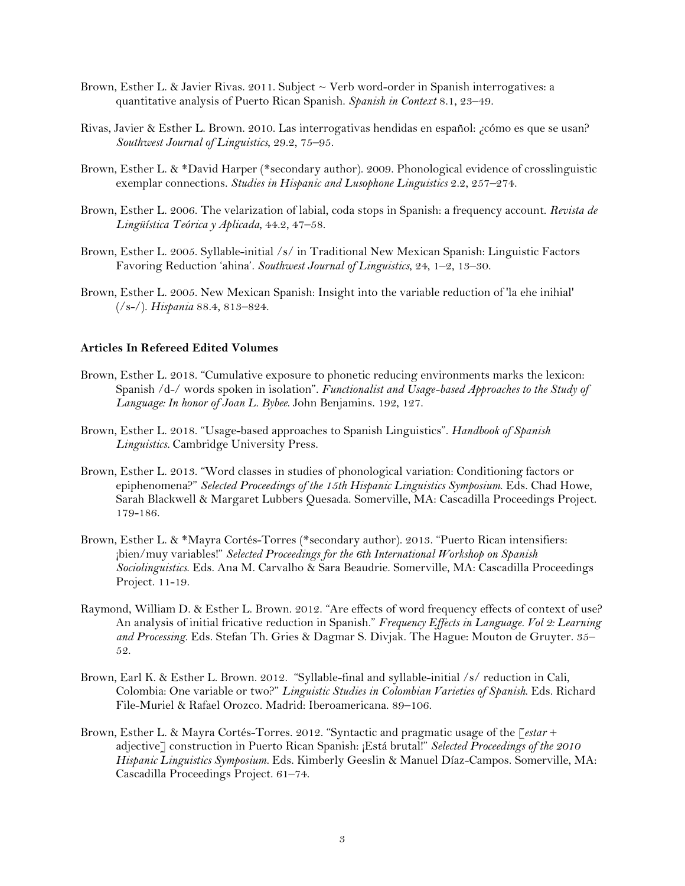Brown, Esther L. & Javier Rivas. 2011. Subject ~ Verb word-order in Spanish interrogatives: a quantitative analysis of Puerto Rican Spanish. *Spanish in Context* 8.1, 23–49.

Rivas, Javier & Esther L. Brown. 2010. Las interrogativas hendidas en español: ¿cómo es que se usan? *Southwest Journal of Linguistics*, 29.2, 75–95.

Brown, Esther L. & *David Harper (*secondary author). 2009. Phonological evidence of crosslinguistic exemplar connections. *Studies in Hispanic and Lusophone Linguistics* 2.2, 257–274.

Brown, Esther L. 2006. The velarization of labial, coda stops in Spanish: a frequency account. *Revista de Lingüística Teórica y Aplicada*, 44.2, 47–58.

Brown, Esther L. 2005. Syllable-initial /s/ in Traditional New Mexican Spanish: Linguistic Factors Favoring Reduction 'ahina'. *Southwest Journal of Linguistics*, 24, 1–2, 13–30.

Brown, Esther L. 2005. New Mexican Spanish: Insight into the variable reduction of 'la ehe inihial' (/s-/). *Hispania* 88.4, 813–824.

**Articles In Refereed Edited Volumes**

Brown, Esther L. 2018. "Cumulative exposure to phonetic reducing environments marks the lexicon: Spanish /d-/ words spoken in isolation". *Functionalist and Usage-based Approaches to the Study of Language: In honor of Joan L. Bybee*. John Benjamins. 192, 127.

Brown, Esther L. 2018. "Usage-based approaches to Spanish Linguistics". *Handbook of Spanish Linguistics*. Cambridge University Press.

Brown, Esther L. 2013. "Word classes in studies of phonological variation: Conditioning factors or epiphenomena?" *Selected Proceedings of the 15th Hispanic Linguistics Symposium*. Eds. Chad Howe, Sarah Blackwell & Margaret Lubbers Quesada. Somerville, MA: Cascadilla Proceedings Project. 179-186.

Brown, Esther L. & *Mayra Cortés-Torres (*secondary author). 2013. "Puerto Rican intensifiers: ¡bien/muy variables!" *Selected Proceedings for the 6th International Workshop on Spanish Sociolinguistics*. Eds. Ana M. Carvalho & Sara Beaudrie. Somerville, MA: Cascadilla Proceedings Project. 11-19.

Raymond, William D. & Esther L. Brown. 2012. "Are effects of word frequency effects of context of use? An analysis of initial fricative reduction in Spanish." *Frequency Effects in Language. Vol 2: Learning and Processing*. Eds. Stefan Th. Gries & Dagmar S. Divjak. The Hague: Mouton de Gruyter. 35–52.

Brown, Earl K. & Esther L. Brown. 2012. "Syllable-final and syllable-initial /s/ reduction in Cali, Colombia: One variable or two?" *Linguistic Studies in Colombian Varieties of Spanish*. Eds. Richard File-Muriel & Rafael Orozco. Madrid: Iberoamericana. 89–106.

Brown, Esther L. & Mayra Cortés-Torres. 2012. "Syntactic and pragmatic usage of the [*estar* + adjective] construction in Puerto Rican Spanish: ¡Está brutal!" *Selected Proceedings of the 2010 Hispanic Linguistics Symposium*. Eds. Kimberly Geeslin & Manuel Díaz-Campos. Somerville, MA: Cascadilla Proceedings Project. 61–74.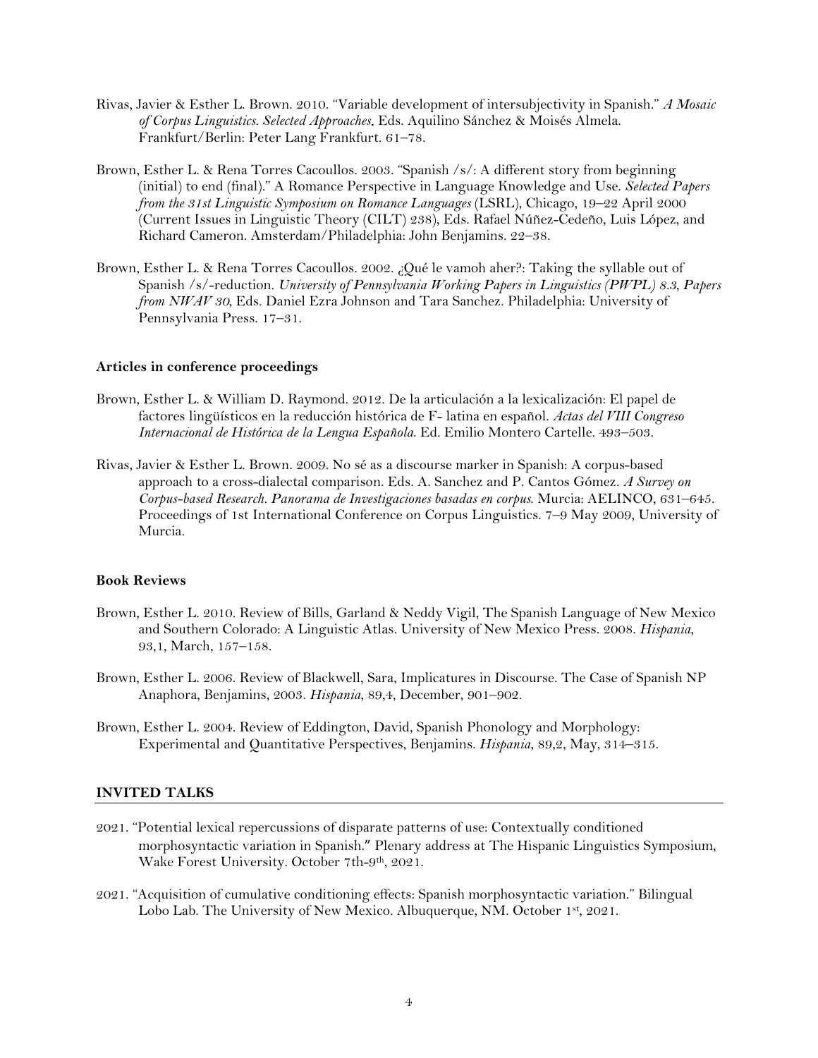Rivas, Javier & Esther L. Brown. 2010. "Variable development of intersubjectivity in Spanish." *A Mosaic of Corpus Linguistics. Selected Approaches.* Eds. Aquilino Sánchez & Moisés Almela. Frankfurt/Berlin: Peter Lang Frankfurt. 61–78.

Brown, Esther L. & Rena Torres Cacoullos. 2003. "Spanish /s/: A different story from beginning (initial) to end (final)." A Romance Perspective in Language Knowledge and Use. *Selected Papers from the 31st Linguistic Symposium on Romance Languages* (LSRL), Chicago, 19–22 April 2000 (Current Issues in Linguistic Theory (CILT) 238), Eds. Rafael Núñez-Cedeño, Luis López, and Richard Cameron. Amsterdam/Philadelphia: John Benjamins. 22–38.

Brown, Esther L. & Rena Torres Cacoullos. 2002. ¿Qué le vamoh aher?: Taking the syllable out of Spanish /s/-reduction. *University of Pennsylvania Working Papers in Linguistics (PWPL) 8.3, Papers from NWAV 30,* Eds. Daniel Ezra Johnson and Tara Sanchez. Philadelphia: University of Pennsylvania Press. 17–31.

**Articles in conference proceedings**

Brown, Esther L. & William D. Raymond. 2012. De la articulación a la lexicalización: El papel de factores lingüísticos en la reducción histórica de F- latina en español. *Actas del VIII Congreso Internacional de Histórica de la Lengua Española.* Ed. Emilio Montero Cartelle. 493–503.

Rivas, Javier & Esther L. Brown. 2009. No sé as a discourse marker in Spanish: A corpus-based approach to a cross-dialectal comparison. Eds. A. Sanchez and P. Cantos Gómez. *A Survey on Corpus-based Research. Panorama de Investigaciones basadas en corpus.* Murcia: AELINCO, 631–645. Proceedings of 1st International Conference on Corpus Linguistics. 7–9 May 2009, University of Murcia.

**Book Reviews**

Brown, Esther L. 2010. Review of Bills, Garland & Neddy Vigil, The Spanish Language of New Mexico and Southern Colorado: A Linguistic Atlas. University of New Mexico Press. 2008. *Hispania*, 93,1, March, 157–158.

Brown, Esther L. 2006. Review of Blackwell, Sara, Implicatures in Discourse. The Case of Spanish NP Anaphora, Benjamins, 2003. *Hispania*, 89,4, December, 901–902.

Brown, Esther L. 2004. Review of Eddington, David, Spanish Phonology and Morphology: Experimental and Quantitative Perspectives, Benjamins. *Hispania*, 89,2, May, 314–315.

## INVITED TALKS

2021. "Potential lexical repercussions of disparate patterns of use: Contextually conditioned morphosyntactic variation in Spanish." Plenary address at The Hispanic Linguistics Symposium, Wake Forest University. October 7th-9th, 2021.

2021. "Acquisition of cumulative conditioning effects: Spanish morphosyntactic variation." Bilingual Lobo Lab. The University of New Mexico. Albuquerque, NM. October 1st, 2021.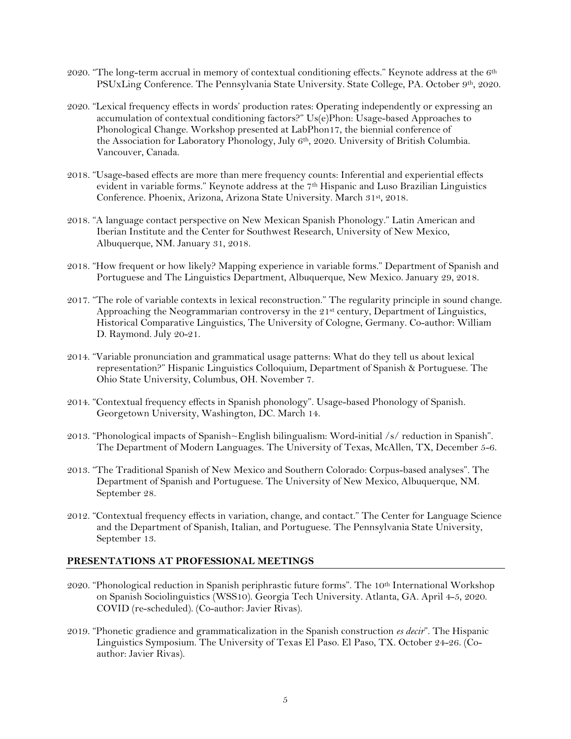2020. "The long-term accrual in memory of contextual conditioning effects." Keynote address at the 6th PSUxLing Conference. The Pennsylvania State University. State College, PA. October 9th, 2020.

2020. "Lexical frequency effects in words' production rates: Operating independently or expressing an accumulation of contextual conditioning factors?" Us(e)Phon: Usage-based Approaches to Phonological Change. Workshop presented at LabPhon17, the biennial conference of the Association for Laboratory Phonology, July 6th, 2020. University of British Columbia. Vancouver, Canada.

2018. "Usage-based effects are more than mere frequency counts: Inferential and experiential effects evident in variable forms." Keynote address at the 7th Hispanic and Luso Brazilian Linguistics Conference. Phoenix, Arizona, Arizona State University. March 31st, 2018.

2018. "A language contact perspective on New Mexican Spanish Phonology." Latin American and Iberian Institute and the Center for Southwest Research, University of New Mexico, Albuquerque, NM. January 31, 2018.

2018. "How frequent or how likely? Mapping experience in variable forms." Department of Spanish and Portuguese and The Linguistics Department, Albuquerque, New Mexico. January 29, 2018.

2017. "The role of variable contexts in lexical reconstruction." The regularity principle in sound change. Approaching the Neogrammarian controversy in the 21st century, Department of Linguistics, Historical Comparative Linguistics, The University of Cologne, Germany. Co-author: William D. Raymond. July 20-21.

2014. "Variable pronunciation and grammatical usage patterns: What do they tell us about lexical representation?" Hispanic Linguistics Colloquium, Department of Spanish & Portuguese. The Ohio State University, Columbus, OH. November 7.

2014. "Contextual frequency effects in Spanish phonology". Usage-based Phonology of Spanish. Georgetown University, Washington, DC. March 14.

2013. "Phonological impacts of Spanish~English bilingualism: Word-initial /s/ reduction in Spanish". The Department of Modern Languages. The University of Texas, McAllen, TX, December 5-6.

2013. "The Traditional Spanish of New Mexico and Southern Colorado: Corpus-based analyses". The Department of Spanish and Portuguese. The University of New Mexico, Albuquerque, NM. September 28.

2012. "Contextual frequency effects in variation, change, and contact." The Center for Language Science and the Department of Spanish, Italian, and Portuguese. The Pennsylvania State University, September 13.

## PRESENTATIONS AT PROFESSIONAL MEETINGS

2020. "Phonological reduction in Spanish periphrastic future forms". The 10th International Workshop on Spanish Sociolinguistics (WSS10). Georgia Tech University. Atlanta, GA. April 4-5, 2020. COVID (re-scheduled). (Co-author: Javier Rivas).

2019. "Phonetic gradience and grammaticalization in the Spanish construction *es decir*". The Hispanic Linguistics Symposium. The University of Texas El Paso. El Paso, TX. October 24-26. (Co-author: Javier Rivas).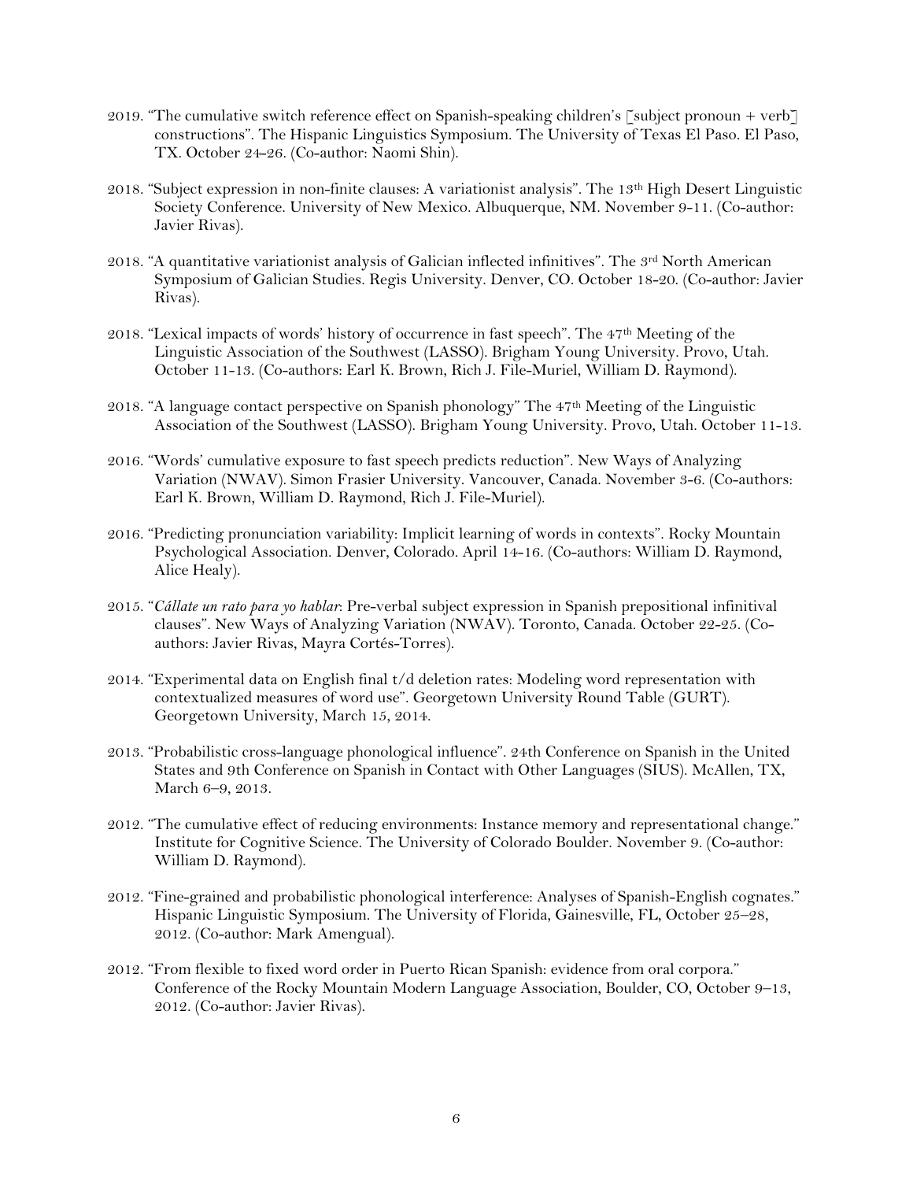2019. "The cumulative switch reference effect on Spanish-speaking children's [subject pronoun + verb] constructions". The Hispanic Linguistics Symposium. The University of Texas El Paso. El Paso, TX. October 24-26. (Co-author: Naomi Shin).

2018. "Subject expression in non-finite clauses: A variationist analysis". The 13th High Desert Linguistic Society Conference. University of New Mexico. Albuquerque, NM. November 9-11. (Co-author: Javier Rivas).

2018. "A quantitative variationist analysis of Galician inflected infinitives". The 3rd North American Symposium of Galician Studies. Regis University. Denver, CO. October 18-20. (Co-author: Javier Rivas).

2018. "Lexical impacts of words' history of occurrence in fast speech". The 47th Meeting of the Linguistic Association of the Southwest (LASSO). Brigham Young University. Provo, Utah. October 11-13. (Co-authors: Earl K. Brown, Rich J. File-Muriel, William D. Raymond).

2018. "A language contact perspective on Spanish phonology" The 47th Meeting of the Linguistic Association of the Southwest (LASSO). Brigham Young University. Provo, Utah. October 11-13.

2016. "Words' cumulative exposure to fast speech predicts reduction". New Ways of Analyzing Variation (NWAV). Simon Frasier University. Vancouver, Canada. November 3-6. (Co-authors: Earl K. Brown, William D. Raymond, Rich J. File-Muriel).

2016. "Predicting pronunciation variability: Implicit learning of words in contexts". Rocky Mountain Psychological Association. Denver, Colorado. April 14-16. (Co-authors: William D. Raymond, Alice Healy).

2015. "*Cállate un rato para yo hablar*: Pre-verbal subject expression in Spanish prepositional infinitival clauses". New Ways of Analyzing Variation (NWAV). Toronto, Canada. October 22-25. (Co-authors: Javier Rivas, Mayra Cortés-Torres).

2014. "Experimental data on English final t/d deletion rates: Modeling word representation with contextualized measures of word use". Georgetown University Round Table (GURT). Georgetown University, March 15, 2014.

2013. "Probabilistic cross-language phonological influence". 24th Conference on Spanish in the United States and 9th Conference on Spanish in Contact with Other Languages (SIUS). McAllen, TX, March 6–9, 2013.

2012. "The cumulative effect of reducing environments: Instance memory and representational change." Institute for Cognitive Science. The University of Colorado Boulder. November 9. (Co-author: William D. Raymond).

2012. "Fine-grained and probabilistic phonological interference: Analyses of Spanish-English cognates." Hispanic Linguistic Symposium. The University of Florida, Gainesville, FL, October 25–28, 2012. (Co-author: Mark Amengual).

2012. "From flexible to fixed word order in Puerto Rican Spanish: evidence from oral corpora." Conference of the Rocky Mountain Modern Language Association, Boulder, CO, October 9–13, 2012. (Co-author: Javier Rivas).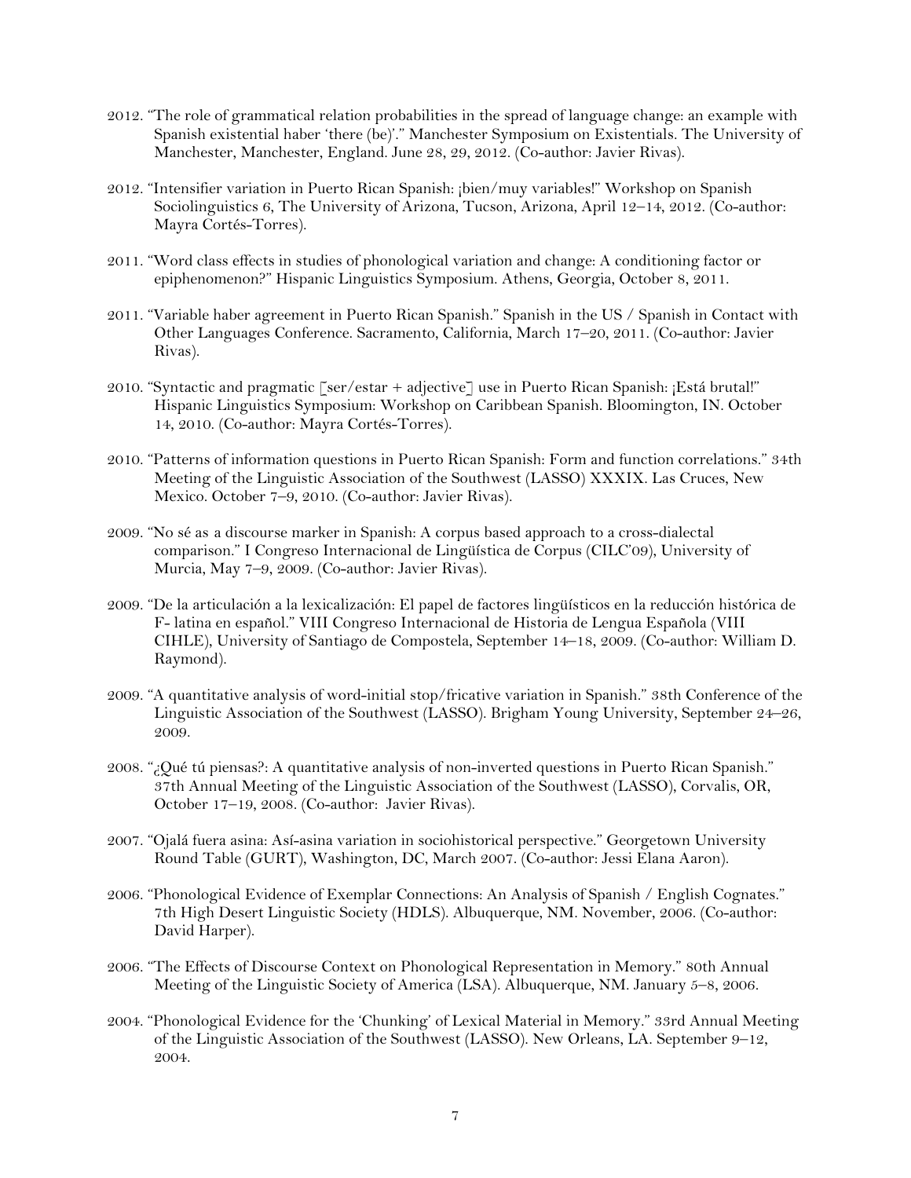2012. "The role of grammatical relation probabilities in the spread of language change: an example with Spanish existential haber 'there (be)'." Manchester Symposium on Existentials. The University of Manchester, Manchester, England. June 28, 29, 2012. (Co-author: Javier Rivas).

2012. "Intensifier variation in Puerto Rican Spanish: ¡bien/muy variables!" Workshop on Spanish Sociolinguistics 6, The University of Arizona, Tucson, Arizona, April 12–14, 2012. (Co-author: Mayra Cortés-Torres).

2011. "Word class effects in studies of phonological variation and change: A conditioning factor or epiphenomenon?" Hispanic Linguistics Symposium. Athens, Georgia, October 8, 2011.

2011. "Variable haber agreement in Puerto Rican Spanish." Spanish in the US / Spanish in Contact with Other Languages Conference. Sacramento, California, March 17–20, 2011. (Co-author: Javier Rivas).

2010. "Syntactic and pragmatic [ser/estar + adjective] use in Puerto Rican Spanish: ¡Está brutal!" Hispanic Linguistics Symposium: Workshop on Caribbean Spanish. Bloomington, IN. October 14, 2010. (Co-author: Mayra Cortés-Torres).

2010. "Patterns of information questions in Puerto Rican Spanish: Form and function correlations." 34th Meeting of the Linguistic Association of the Southwest (LASSO) XXXIX. Las Cruces, New Mexico. October 7–9, 2010. (Co-author: Javier Rivas).

2009. "No sé as a discourse marker in Spanish: A corpus based approach to a cross-dialectal comparison." I Congreso Internacional de Lingüística de Corpus (CILC'09), University of Murcia, May 7–9, 2009. (Co-author: Javier Rivas).

2009. "De la articulación a la lexicalización: El papel de factores lingüísticos en la reducción histórica de F- latina en español." VIII Congreso Internacional de Historia de Lengua Española (VIII CIHLE), University of Santiago de Compostela, September 14–18, 2009. (Co-author: William D. Raymond).

2009. "A quantitative analysis of word-initial stop/fricative variation in Spanish." 38th Conference of the Linguistic Association of the Southwest (LASSO). Brigham Young University, September 24–26, 2009.

2008. "¿Qué tú piensas?: A quantitative analysis of non-inverted questions in Puerto Rican Spanish." 37th Annual Meeting of the Linguistic Association of the Southwest (LASSO), Corvalis, OR, October 17–19, 2008. (Co-author: Javier Rivas).

2007. "Ojalá fuera asina: Así-asina variation in sociohistorical perspective." Georgetown University Round Table (GURT), Washington, DC, March 2007. (Co-author: Jessi Elana Aaron).

2006. "Phonological Evidence of Exemplar Connections: An Analysis of Spanish / English Cognates." 7th High Desert Linguistic Society (HDLS). Albuquerque, NM. November, 2006. (Co-author: David Harper).

2006. "The Effects of Discourse Context on Phonological Representation in Memory." 80th Annual Meeting of the Linguistic Society of America (LSA). Albuquerque, NM. January 5–8, 2006.

2004. "Phonological Evidence for the 'Chunking' of Lexical Material in Memory." 33rd Annual Meeting of the Linguistic Association of the Southwest (LASSO). New Orleans, LA. September 9–12, 2004.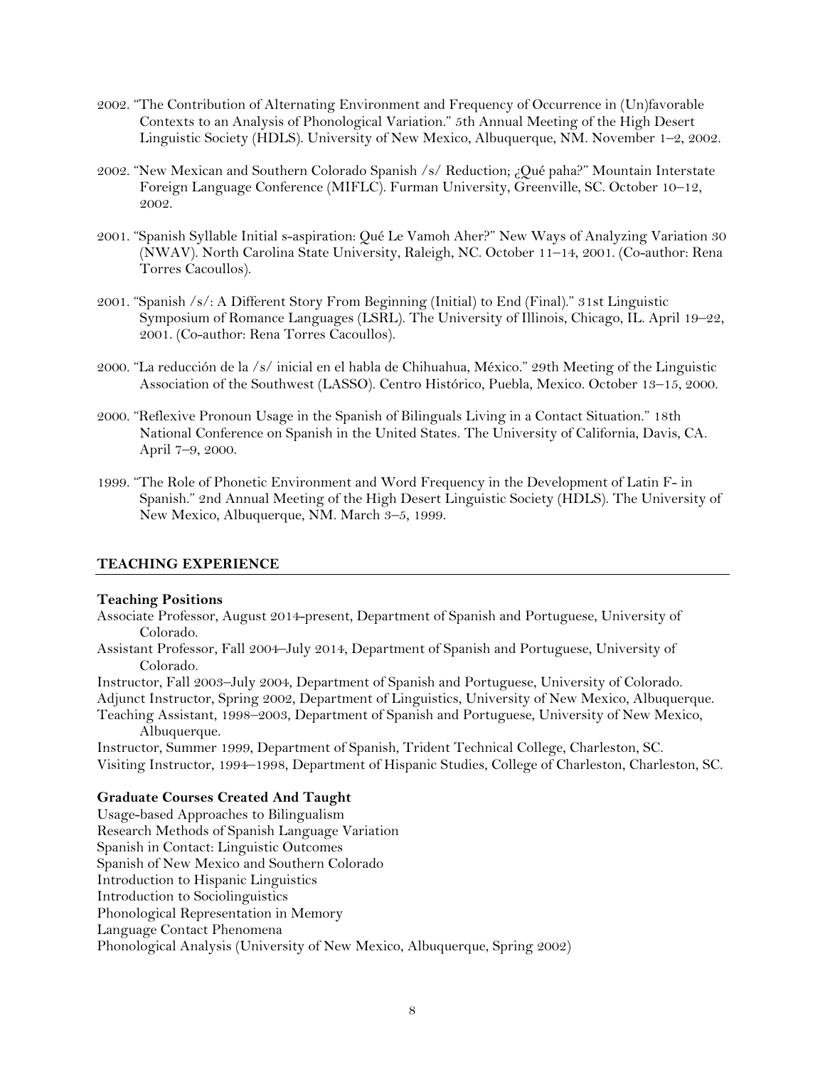2002. "The Contribution of Alternating Environment and Frequency of Occurrence in (Un)favorable Contexts to an Analysis of Phonological Variation." 5th Annual Meeting of the High Desert Linguistic Society (HDLS). University of New Mexico, Albuquerque, NM. November 1–2, 2002.

2002. "New Mexican and Southern Colorado Spanish /s/ Reduction; ¿Qué paha?" Mountain Interstate Foreign Language Conference (MIFLC). Furman University, Greenville, SC. October 10–12, 2002.

2001. "Spanish Syllable Initial s-aspiration: Qué Le Vamoh Aher?" New Ways of Analyzing Variation 30 (NWAV). North Carolina State University, Raleigh, NC. October 11–14, 2001. (Co-author: Rena Torres Cacoullos).

2001. "Spanish /s/: A Different Story From Beginning (Initial) to End (Final)." 31st Linguistic Symposium of Romance Languages (LSRL). The University of Illinois, Chicago, IL. April 19–22, 2001. (Co-author: Rena Torres Cacoullos).

2000. "La reducción de la /s/ inicial en el habla de Chihuahua, México." 29th Meeting of the Linguistic Association of the Southwest (LASSO). Centro Histórico, Puebla, Mexico. October 13–15, 2000.

2000. "Reflexive Pronoun Usage in the Spanish of Bilinguals Living in a Contact Situation." 18th National Conference on Spanish in the United States. The University of California, Davis, CA. April 7–9, 2000.

1999. "The Role of Phonetic Environment and Word Frequency in the Development of Latin F- in Spanish." 2nd Annual Meeting of the High Desert Linguistic Society (HDLS). The University of New Mexico, Albuquerque, NM. March 3–5, 1999.

## TEACHING EXPERIENCE

### Teaching Positions

Associate Professor, August 2014-present, Department of Spanish and Portuguese, University of Colorado.

Assistant Professor, Fall 2004–July 2014, Department of Spanish and Portuguese, University of Colorado.

Instructor, Fall 2003–July 2004, Department of Spanish and Portuguese, University of Colorado.

Adjunct Instructor, Spring 2002, Department of Linguistics, University of New Mexico, Albuquerque.

Teaching Assistant, 1998–2003, Department of Spanish and Portuguese, University of New Mexico, Albuquerque.

Instructor, Summer 1999, Department of Spanish, Trident Technical College, Charleston, SC.

Visiting Instructor, 1994–1998, Department of Hispanic Studies, College of Charleston, Charleston, SC.

### Graduate Courses Created And Taught

Usage-based Approaches to Bilingualism
Research Methods of Spanish Language Variation
Spanish in Contact: Linguistic Outcomes
Spanish of New Mexico and Southern Colorado
Introduction to Hispanic Linguistics
Introduction to Sociolinguistics
Phonological Representation in Memory
Language Contact Phenomena
Phonological Analysis (University of New Mexico, Albuquerque, Spring 2002)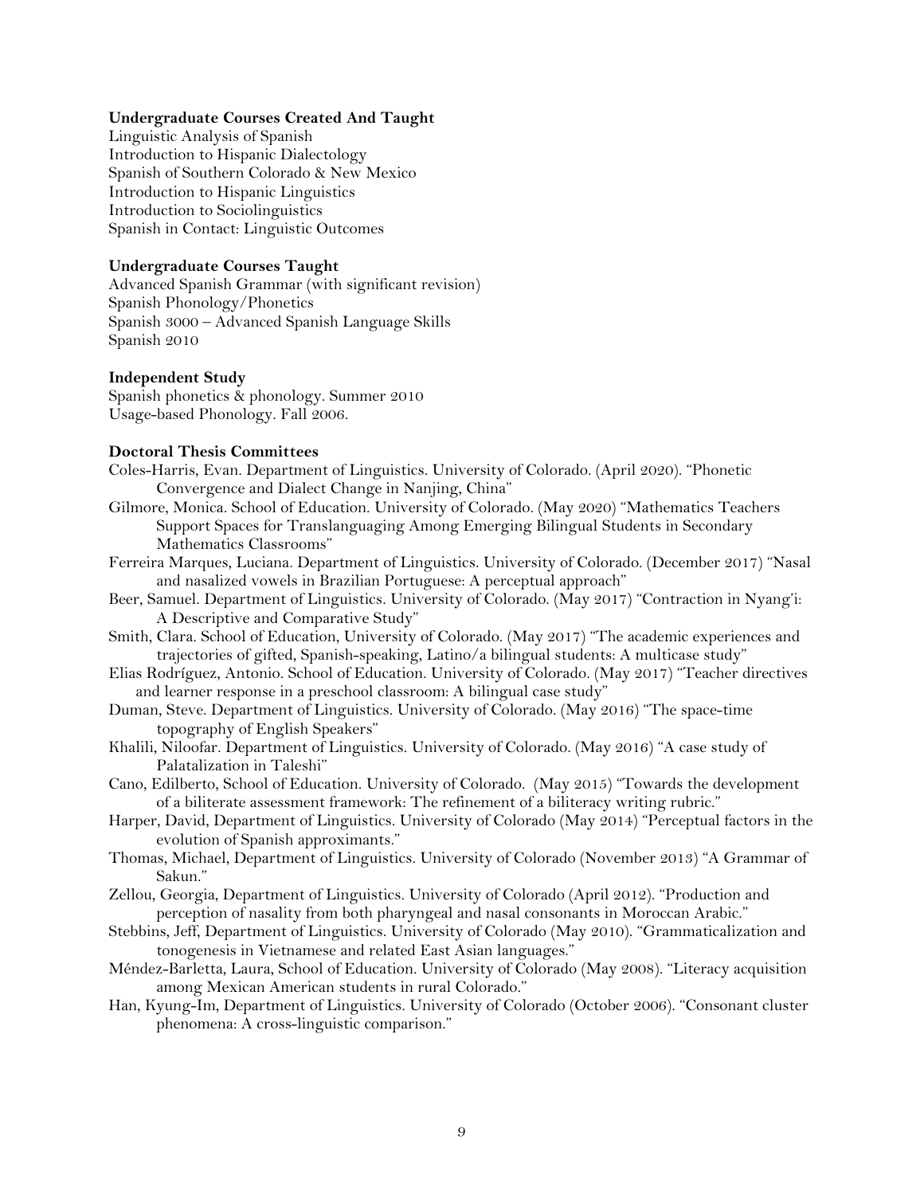**Undergraduate Courses Created And Taught**

Linguistic Analysis of Spanish
Introduction to Hispanic Dialectology
Spanish of Southern Colorado & New Mexico
Introduction to Hispanic Linguistics
Introduction to Sociolinguistics
Spanish in Contact: Linguistic Outcomes

**Undergraduate Courses Taught**

Advanced Spanish Grammar (with significant revision)
Spanish Phonology/Phonetics
Spanish 3000 – Advanced Spanish Language Skills
Spanish 2010

**Independent Study**

Spanish phonetics & phonology. Summer 2010
Usage-based Phonology. Fall 2006.

**Doctoral Thesis Committees**

Coles-Harris, Evan. Department of Linguistics. University of Colorado. (April 2020). "Phonetic Convergence and Dialect Change in Nanjing, China"

Gilmore, Monica. School of Education. University of Colorado. (May 2020) "Mathematics Teachers Support Spaces for Translanguaging Among Emerging Bilingual Students in Secondary Mathematics Classrooms"

Ferreira Marques, Luciana. Department of Linguistics. University of Colorado. (December 2017) "Nasal and nasalized vowels in Brazilian Portuguese: A perceptual approach"

Beer, Samuel. Department of Linguistics. University of Colorado. (May 2017) "Contraction in Nyang'i: A Descriptive and Comparative Study"

Smith, Clara. School of Education, University of Colorado. (May 2017) "The academic experiences and trajectories of gifted, Spanish-speaking, Latino/a bilingual students: A multicase study"

Elias Rodríguez, Antonio. School of Education. University of Colorado. (May 2017) "Teacher directives and learner response in a preschool classroom: A bilingual case study"

Duman, Steve. Department of Linguistics. University of Colorado. (May 2016) "The space-time topography of English Speakers"

Khalili, Niloofar. Department of Linguistics. University of Colorado. (May 2016) "A case study of Palatalization in Taleshi"

Cano, Edilberto, School of Education. University of Colorado. (May 2015) "Towards the development of a biliterate assessment framework: The refinement of a biliteracy writing rubric."

Harper, David, Department of Linguistics. University of Colorado (May 2014) "Perceptual factors in the evolution of Spanish approximants."

Thomas, Michael, Department of Linguistics. University of Colorado (November 2013) "A Grammar of Sakun."

Zellou, Georgia, Department of Linguistics. University of Colorado (April 2012). "Production and perception of nasality from both pharyngeal and nasal consonants in Moroccan Arabic."

Stebbins, Jeff, Department of Linguistics. University of Colorado (May 2010). "Grammaticalization and tonogenesis in Vietnamese and related East Asian languages."

Méndez-Barletta, Laura, School of Education. University of Colorado (May 2008). "Literacy acquisition among Mexican American students in rural Colorado."

Han, Kyung-Im, Department of Linguistics. University of Colorado (October 2006). "Consonant cluster phenomena: A cross-linguistic comparison."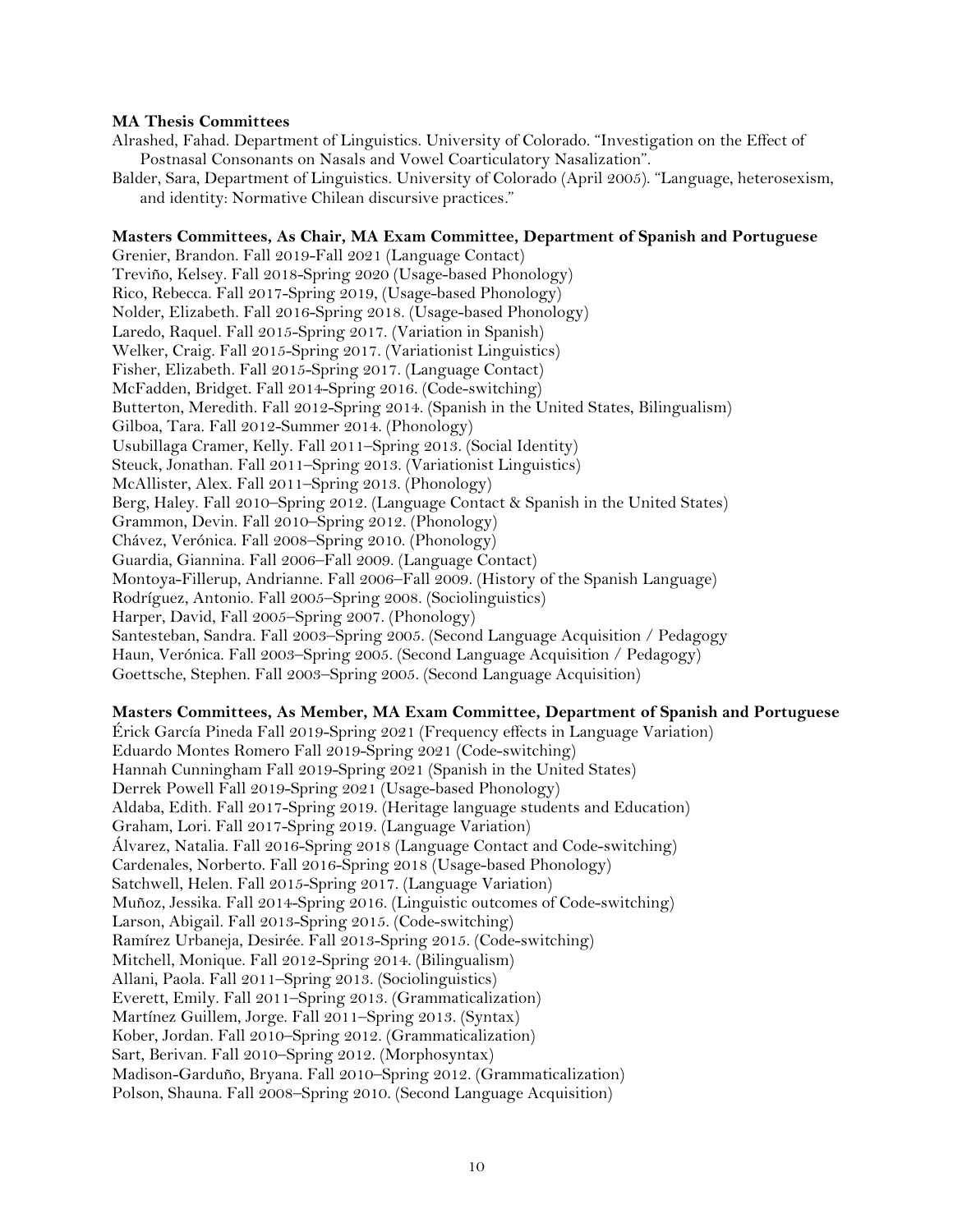**MA Thesis Committees**

Alrashed, Fahad. Department of Linguistics. University of Colorado. "Investigation on the Effect of Postnasal Consonants on Nasals and Vowel Coarticulatory Nasalization".

Balder, Sara, Department of Linguistics. University of Colorado (April 2005). "Language, heterosexism, and identity: Normative Chilean discursive practices."

**Masters Committees, As Chair, MA Exam Committee, Department of Spanish and Portuguese**

Grenier, Brandon. Fall 2019-Fall 2021 (Language Contact)
Treviño, Kelsey. Fall 2018-Spring 2020 (Usage-based Phonology)
Rico, Rebecca. Fall 2017-Spring 2019, (Usage-based Phonology)
Nolder, Elizabeth. Fall 2016-Spring 2018. (Usage-based Phonology)
Laredo, Raquel. Fall 2015-Spring 2017. (Variation in Spanish)
Welker, Craig. Fall 2015-Spring 2017. (Variationist Linguistics)
Fisher, Elizabeth. Fall 2015-Spring 2017. (Language Contact)
McFadden, Bridget. Fall 2014-Spring 2016. (Code-switching)
Butterton, Meredith. Fall 2012-Spring 2014. (Spanish in the United States, Bilingualism)
Gilboa, Tara. Fall 2012-Summer 2014. (Phonology)
Usubillaga Cramer, Kelly. Fall 2011–Spring 2013. (Social Identity)
Steuck, Jonathan. Fall 2011–Spring 2013. (Variationist Linguistics)
McAllister, Alex. Fall 2011–Spring 2013. (Phonology)
Berg, Haley. Fall 2010–Spring 2012. (Language Contact & Spanish in the United States)
Grammon, Devin. Fall 2010–Spring 2012. (Phonology)
Chávez, Verónica. Fall 2008–Spring 2010. (Phonology)
Guardia, Giannina. Fall 2006–Fall 2009. (Language Contact)
Montoya-Fillerup, Andrianne. Fall 2006–Fall 2009. (History of the Spanish Language)
Rodríguez, Antonio. Fall 2005–Spring 2008. (Sociolinguistics)
Harper, David, Fall 2005–Spring 2007. (Phonology)
Santesteban, Sandra. Fall 2003–Spring 2005. (Second Language Acquisition / Pedagogy
Haun, Verónica. Fall 2003–Spring 2005. (Second Language Acquisition / Pedagogy)
Goettsche, Stephen. Fall 2003–Spring 2005. (Second Language Acquisition)

**Masters Committees, As Member, MA Exam Committee, Department of Spanish and Portuguese**

Érick García Pineda Fall 2019-Spring 2021 (Frequency effects in Language Variation)
Eduardo Montes Romero Fall 2019-Spring 2021 (Code-switching)
Hannah Cunningham Fall 2019-Spring 2021 (Spanish in the United States)
Derrek Powell Fall 2019-Spring 2021 (Usage-based Phonology)
Aldaba, Edith. Fall 2017-Spring 2019. (Heritage language students and Education)
Graham, Lori. Fall 2017-Spring 2019. (Language Variation)
Álvarez, Natalia. Fall 2016-Spring 2018 (Language Contact and Code-switching)
Cardenales, Norberto. Fall 2016-Spring 2018 (Usage-based Phonology)
Satchwell, Helen. Fall 2015-Spring 2017. (Language Variation)
Muñoz, Jessika. Fall 2014-Spring 2016. (Linguistic outcomes of Code-switching)
Larson, Abigail. Fall 2013-Spring 2015. (Code-switching)
Ramírez Urbaneja, Desirée. Fall 2013-Spring 2015. (Code-switching)
Mitchell, Monique. Fall 2012-Spring 2014. (Bilingualism)
Allani, Paola. Fall 2011–Spring 2013. (Sociolinguistics)
Everett, Emily. Fall 2011–Spring 2013. (Grammaticalization)
Martínez Guillem, Jorge. Fall 2011–Spring 2013. (Syntax)
Kober, Jordan. Fall 2010–Spring 2012. (Grammaticalization)
Sart, Berivan. Fall 2010–Spring 2012. (Morphosyntax)
Madison-Garduño, Bryana. Fall 2010–Spring 2012. (Grammaticalization)
Polson, Shauna. Fall 2008–Spring 2010. (Second Language Acquisition)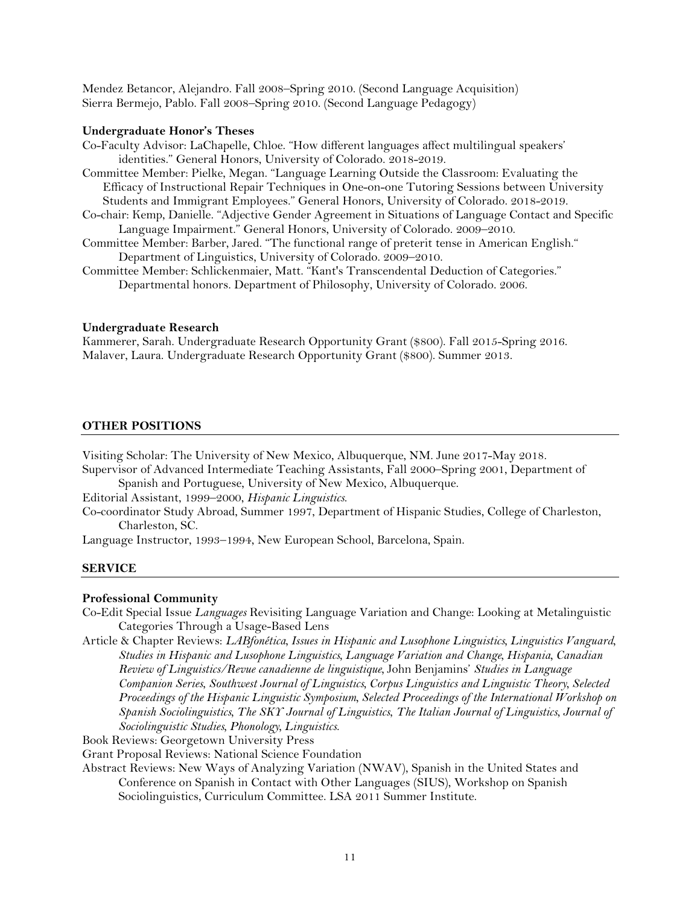Mendez Betancor, Alejandro. Fall 2008–Spring 2010. (Second Language Acquisition)
Sierra Bermejo, Pablo. Fall 2008–Spring 2010. (Second Language Pedagogy)

**Undergraduate Honor's Theses**

Co-Faculty Advisor: LaChapelle, Chloe. "How different languages affect multilingual speakers' identities." General Honors, University of Colorado. 2018-2019.

Committee Member: Pielke, Megan. "Language Learning Outside the Classroom: Evaluating the Efficacy of Instructional Repair Techniques in One-on-one Tutoring Sessions between University Students and Immigrant Employees." General Honors, University of Colorado. 2018-2019.

Co-chair: Kemp, Danielle. "Adjective Gender Agreement in Situations of Language Contact and Specific Language Impairment." General Honors, University of Colorado. 2009–2010.

Committee Member: Barber, Jared. "The functional range of preterit tense in American English." Department of Linguistics, University of Colorado. 2009–2010.

Committee Member: Schlickenmaier, Matt. "Kant's Transcendental Deduction of Categories." Departmental honors. Department of Philosophy, University of Colorado. 2006.

**Undergraduate Research**

Kammerer, Sarah. Undergraduate Research Opportunity Grant ($800). Fall 2015-Spring 2016.
Malaver, Laura. Undergraduate Research Opportunity Grant ($800). Summer 2013.

## OTHER POSITIONS

Visiting Scholar: The University of New Mexico, Albuquerque, NM. June 2017-May 2018.

Supervisor of Advanced Intermediate Teaching Assistants, Fall 2000–Spring 2001, Department of Spanish and Portuguese, University of New Mexico, Albuquerque.

Editorial Assistant, 1999–2000, *Hispanic Linguistics*.

Co-coordinator Study Abroad, Summer 1997, Department of Hispanic Studies, College of Charleston, Charleston, SC.

Language Instructor, 1993–1994, New European School, Barcelona, Spain.

## SERVICE

**Professional Community**

Co-Edit Special Issue *Languages* Revisiting Language Variation and Change: Looking at Metalinguistic Categories Through a Usage-Based Lens

Article & Chapter Reviews: *LABfonética*, *Issues in Hispanic and Lusophone Linguistics*, *Linguistics Vanguard*, *Studies in Hispanic and Lusophone Linguistics*, *Language Variation and Change*, *Hispania*, *Canadian Review of Linguistics/Revue canadienne de linguistique*, John Benjamins' *Studies in Language Companion Series, Southwest Journal of Linguistics*, *Corpus Linguistics and Linguistic Theory*, *Selected Proceedings of the Hispanic Linguistic Symposium*, *Selected Proceedings of the International Workshop on Spanish Sociolinguistics*, *The SKY Journal of Linguistics*, *The Italian Journal of Linguistics*, *Journal of Sociolinguistic Studies*, *Phonology*, *Linguistics*.

Book Reviews: Georgetown University Press

Grant Proposal Reviews: National Science Foundation

Abstract Reviews: New Ways of Analyzing Variation (NWAV), Spanish in the United States and Conference on Spanish in Contact with Other Languages (SIUS), Workshop on Spanish Sociolinguistics, Curriculum Committee. LSA 2011 Summer Institute.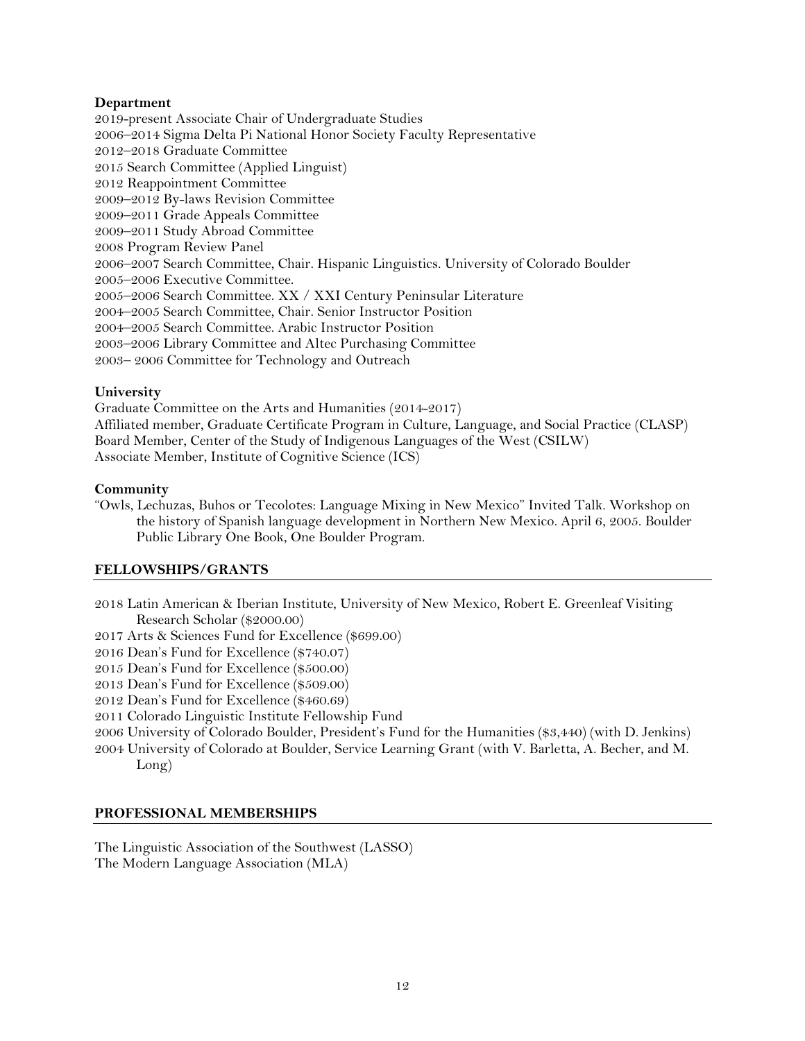**Department**

2019-present Associate Chair of Undergraduate Studies
2006–2014 Sigma Delta Pi National Honor Society Faculty Representative
2012–2018 Graduate Committee
2015 Search Committee (Applied Linguist)
2012 Reappointment Committee
2009–2012 By-laws Revision Committee
2009–2011 Grade Appeals Committee
2009–2011 Study Abroad Committee
2008 Program Review Panel
2006–2007 Search Committee, Chair. Hispanic Linguistics. University of Colorado Boulder
2005–2006 Executive Committee.
2005–2006 Search Committee. XX / XXI Century Peninsular Literature
2004–2005 Search Committee, Chair. Senior Instructor Position
2004–2005 Search Committee. Arabic Instructor Position
2003–2006 Library Committee and Altec Purchasing Committee
2003– 2006 Committee for Technology and Outreach

**University**

Graduate Committee on the Arts and Humanities (2014-2017)
Affiliated member, Graduate Certificate Program in Culture, Language, and Social Practice (CLASP)
Board Member, Center of the Study of Indigenous Languages of the West (CSILW)
Associate Member, Institute of Cognitive Science (ICS)

**Community**

"Owls, Lechuzas, Buhos or Tecolotes: Language Mixing in New Mexico" Invited Talk. Workshop on the history of Spanish language development in Northern New Mexico. April 6, 2005. Boulder Public Library One Book, One Boulder Program.

## FELLOWSHIPS/GRANTS

2018 Latin American & Iberian Institute, University of New Mexico, Robert E. Greenleaf Visiting Research Scholar ($2000.00)
2017 Arts & Sciences Fund for Excellence ($699.00)
2016 Dean's Fund for Excellence ($740.07)
2015 Dean's Fund for Excellence ($500.00)
2013 Dean's Fund for Excellence ($509.00)
2012 Dean's Fund for Excellence ($460.69)
2011 Colorado Linguistic Institute Fellowship Fund
2006 University of Colorado Boulder, President's Fund for the Humanities ($3,440) (with D. Jenkins)
2004 University of Colorado at Boulder, Service Learning Grant (with V. Barletta, A. Becher, and M. Long)

## PROFESSIONAL MEMBERSHIPS

The Linguistic Association of the Southwest (LASSO)
The Modern Language Association (MLA)